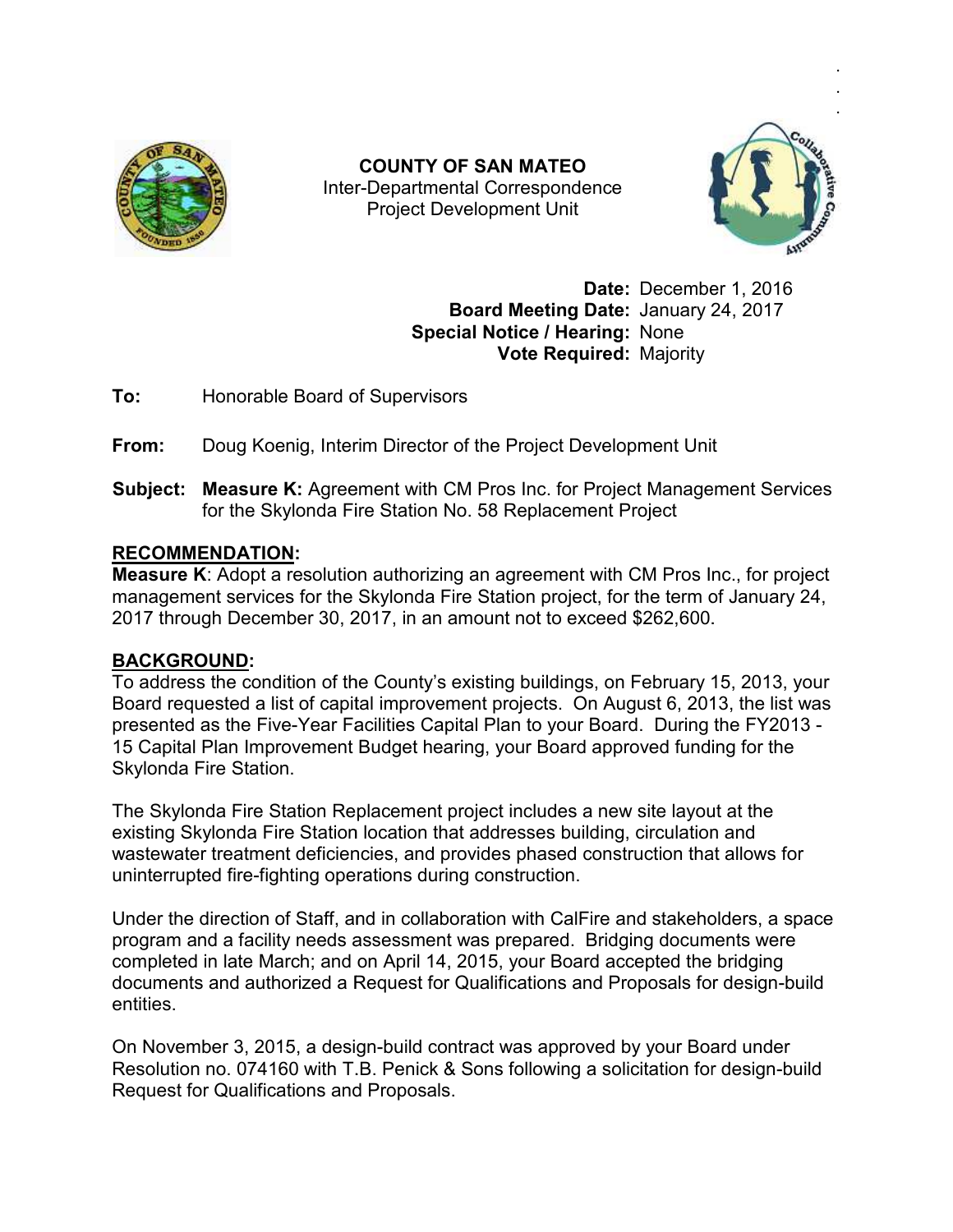**COUNTY OF SAN MATEO**
Inter-Departmental Correspondence
Project Development Unit

**Date:** December 1, 2016
**Board Meeting Date:** January 24, 2017
**Special Notice / Hearing:** None
**Vote Required:** Majority

**To:** Honorable Board of Supervisors

**From:** Doug Koenig, Interim Director of the Project Development Unit

**Subject:** **Measure K:** Agreement with CM Pros Inc. for Project Management Services for the Skylonda Fire Station No. 58 Replacement Project

## RECOMMENDATION:

**Measure K**: Adopt a resolution authorizing an agreement with CM Pros Inc., for project management services for the Skylonda Fire Station project, for the term of January 24, 2017 through December 30, 2017, in an amount not to exceed $262,600.

## BACKGROUND:

To address the condition of the County's existing buildings, on February 15, 2013, your Board requested a list of capital improvement projects. On August 6, 2013, the list was presented as the Five-Year Facilities Capital Plan to your Board. During the FY2013 - 15 Capital Plan Improvement Budget hearing, your Board approved funding for the Skylonda Fire Station.

The Skylonda Fire Station Replacement project includes a new site layout at the existing Skylonda Fire Station location that addresses building, circulation and wastewater treatment deficiencies, and provides phased construction that allows for uninterrupted fire-fighting operations during construction.

Under the direction of Staff, and in collaboration with CalFire and stakeholders, a space program and a facility needs assessment was prepared. Bridging documents were completed in late March; and on April 14, 2015, your Board accepted the bridging documents and authorized a Request for Qualifications and Proposals for design-build entities.

On November 3, 2015, a design-build contract was approved by your Board under Resolution no. 074160 with T.B. Penick & Sons following a solicitation for design-build Request for Qualifications and Proposals.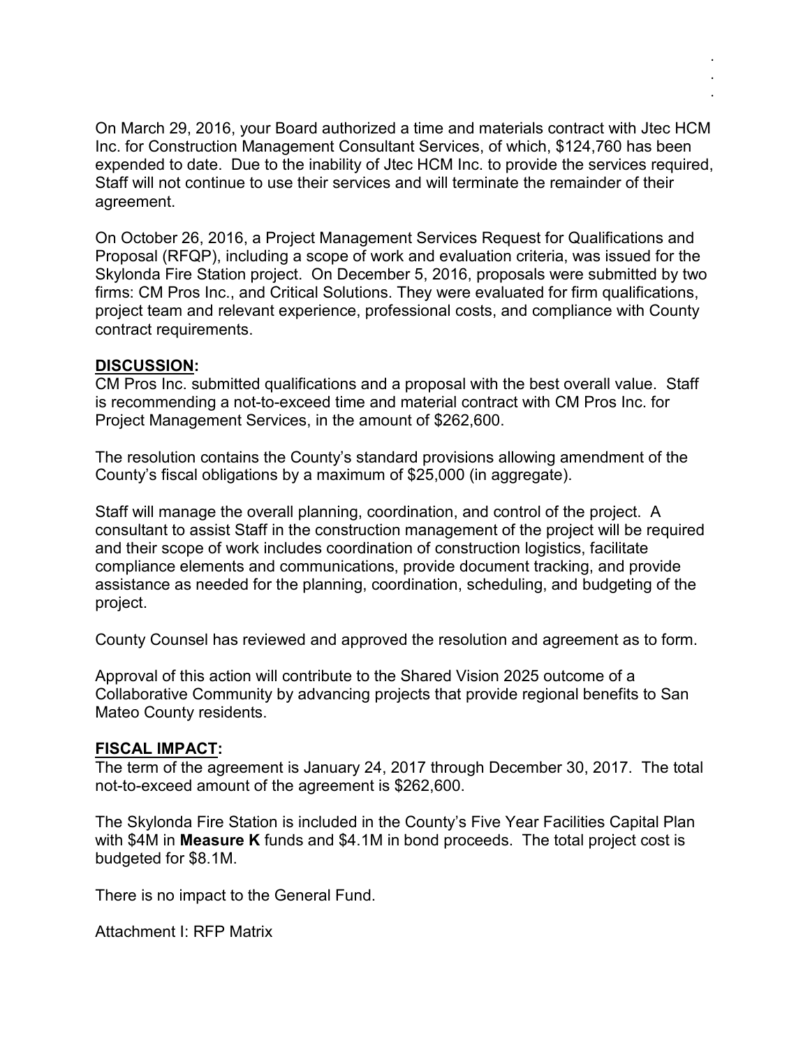On March 29, 2016, your Board authorized a time and materials contract with Jtec HCM Inc. for Construction Management Consultant Services, of which, $124,760 has been expended to date. Due to the inability of Jtec HCM Inc. to provide the services required, Staff will not continue to use their services and will terminate the remainder of their agreement.

On October 26, 2016, a Project Management Services Request for Qualifications and Proposal (RFQP), including a scope of work and evaluation criteria, was issued for the Skylonda Fire Station project. On December 5, 2016, proposals were submitted by two firms: CM Pros Inc., and Critical Solutions. They were evaluated for firm qualifications, project team and relevant experience, professional costs, and compliance with County contract requirements.

**DISCUSSION:**

CM Pros Inc. submitted qualifications and a proposal with the best overall value. Staff is recommending a not-to-exceed time and material contract with CM Pros Inc. for Project Management Services, in the amount of $262,600.

The resolution contains the County's standard provisions allowing amendment of the County's fiscal obligations by a maximum of $25,000 (in aggregate).

Staff will manage the overall planning, coordination, and control of the project. A consultant to assist Staff in the construction management of the project will be required and their scope of work includes coordination of construction logistics, facilitate compliance elements and communications, provide document tracking, and provide assistance as needed for the planning, coordination, scheduling, and budgeting of the project.

County Counsel has reviewed and approved the resolution and agreement as to form.

Approval of this action will contribute to the Shared Vision 2025 outcome of a Collaborative Community by advancing projects that provide regional benefits to San Mateo County residents.

**FISCAL IMPACT:**

The term of the agreement is January 24, 2017 through December 30, 2017. The total not-to-exceed amount of the agreement is $262,600.

The Skylonda Fire Station is included in the County's Five Year Facilities Capital Plan with $4M in **Measure K** funds and $4.1M in bond proceeds. The total project cost is budgeted for $8.1M.

There is no impact to the General Fund.

Attachment I: RFP Matrix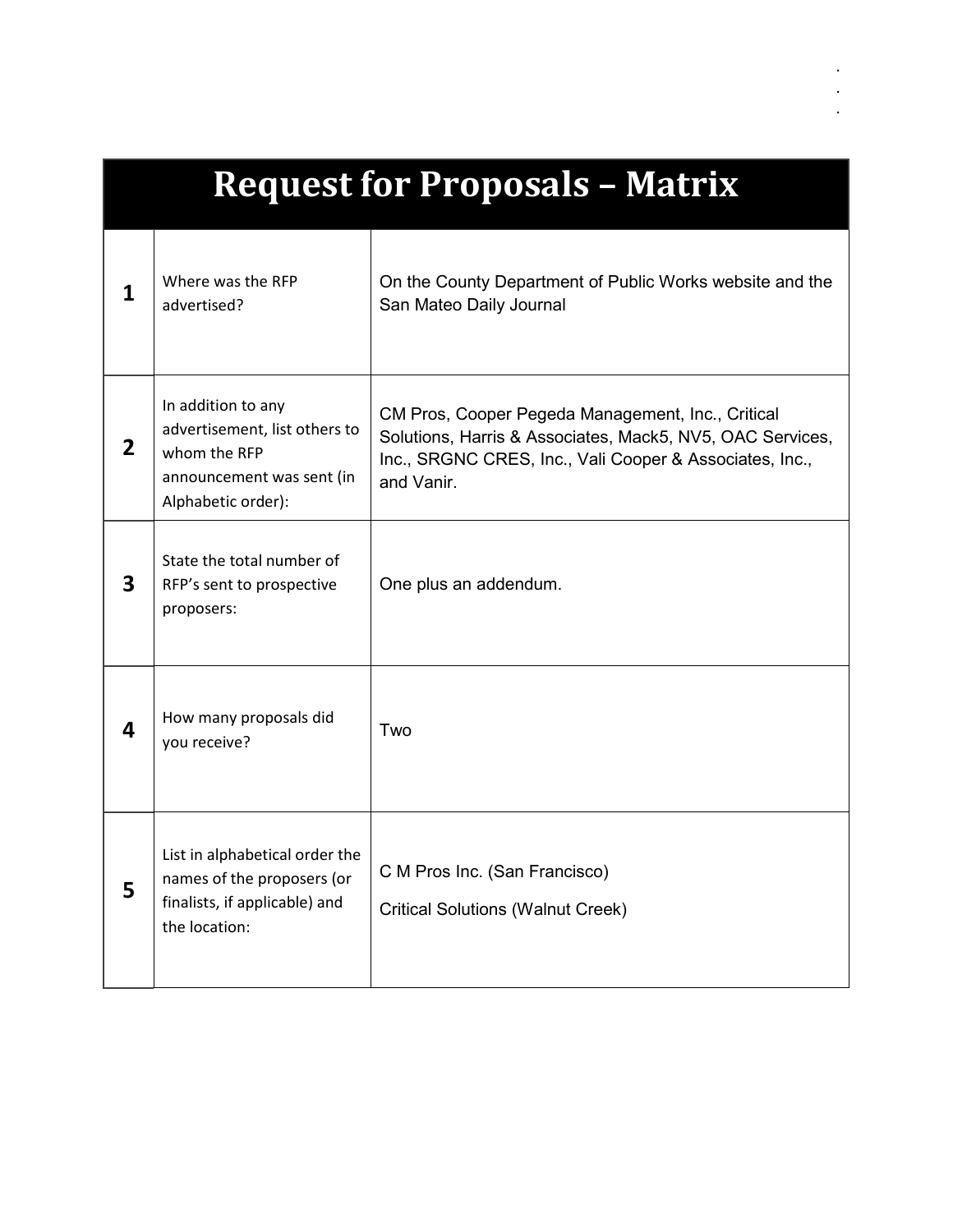# Request for Proposals – Matrix

| | | |
|---|---|---|
| 1 | Where was the RFP advertised? | On the County Department of Public Works website and the San Mateo Daily Journal |
| 2 | In addition to any advertisement, list others to whom the RFP announcement was sent (in Alphabetic order): | CM Pros, Cooper Pegeda Management, Inc., Critical Solutions, Harris & Associates, Mack5, NV5, OAC Services, Inc., SRGNC CRES, Inc., Vali Cooper & Associates, Inc., and Vanir. |
| 3 | State the total number of RFP's sent to prospective proposers: | One plus an addendum. |
| 4 | How many proposals did you receive? | Two |
| 5 | List in alphabetical order the names of the proposers (or finalists, if applicable) and the location: | C M Pros Inc. (San Francisco)<br>Critical Solutions (Walnut Creek) |